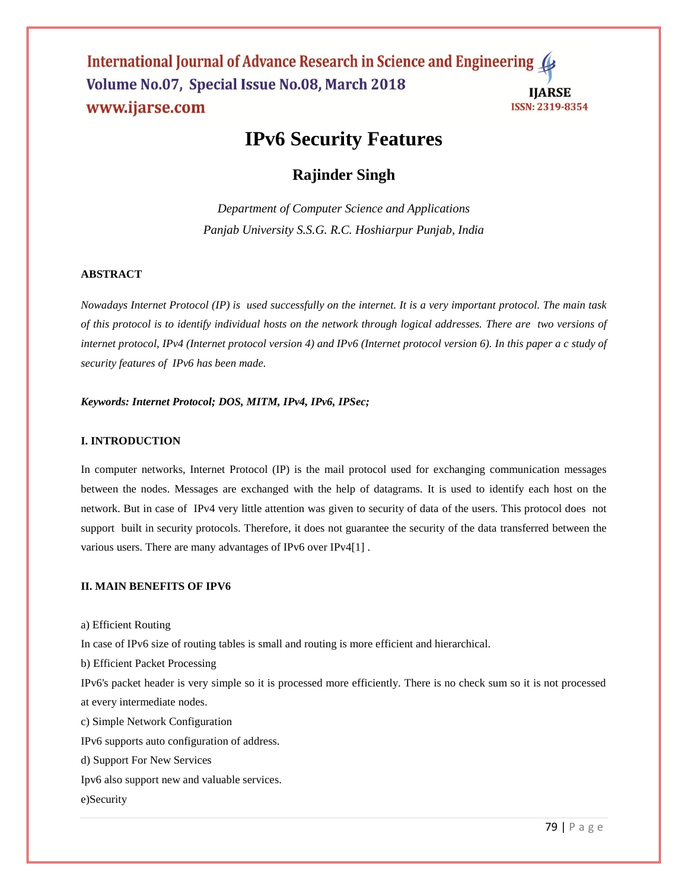# IPv6 Security Features

## Rajinder Singh

*Department of Computer Science and Applications*
*Panjab University S.S.G. R.C. Hoshiarpur Punjab, India*

### ABSTRACT

*Nowadays Internet Protocol (IP) is used successfully on the internet. It is a very important protocol. The main task of this protocol is to identify individual hosts on the network through logical addresses. There are two versions of internet protocol, IPv4 (Internet protocol version 4) and IPv6 (Internet protocol version 6). In this paper a c study of security features of IPv6 has been made.*

***Keywords: Internet Protocol; DOS, MITM, IPv4, IPv6, IPSec;***

### I. INTRODUCTION

In computer networks, Internet Protocol (IP) is the mail protocol used for exchanging communication messages between the nodes. Messages are exchanged with the help of datagrams. It is used to identify each host on the network. But in case of IPv4 very little attention was given to security of data of the users. This protocol does not support built in security protocols. Therefore, it does not guarantee the security of the data transferred between the various users. There are many advantages of IPv6 over IPv4[1] .

### II. MAIN BENEFITS OF IPV6

a) Efficient Routing

In case of IPv6 size of routing tables is small and routing is more efficient and hierarchical.

b) Efficient Packet Processing

IPv6's packet header is very simple so it is processed more efficiently. There is no check sum so it is not processed at every intermediate nodes.

c) Simple Network Configuration

IPv6 supports auto configuration of address.

d) Support For New Services

Ipv6 also support new and valuable services.

e)Security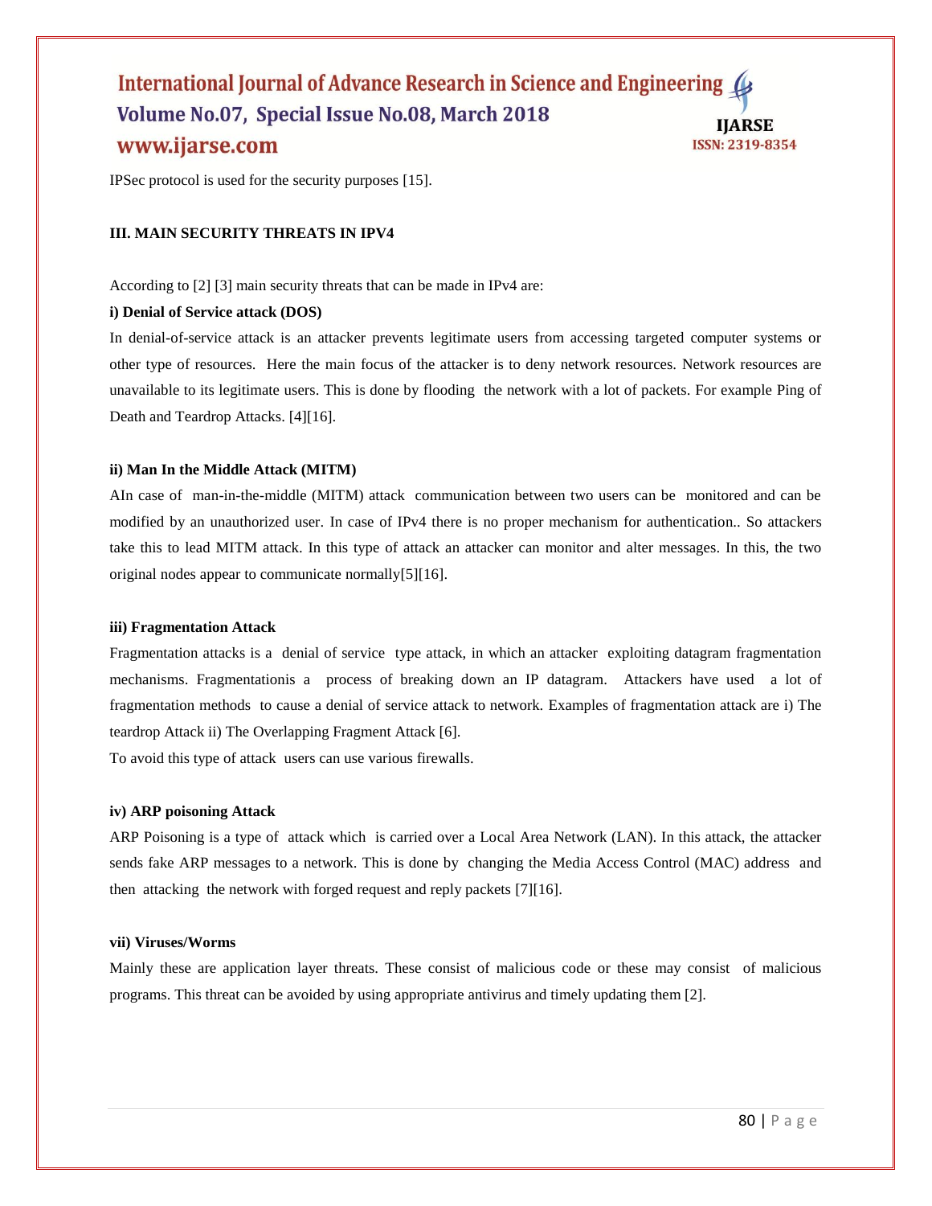IPSec protocol is used for the security purposes [15].

## III. MAIN SECURITY THREATS IN IPV4

According to [2] [3] main security threats that can be made in IPv4 are:

**i) Denial of Service attack (DOS)**

In denial-of-service attack is an attacker prevents legitimate users from accessing targeted computer systems or other type of resources. Here the main focus of the attacker is to deny network resources. Network resources are unavailable to its legitimate users. This is done by flooding the network with a lot of packets. For example Ping of Death and Teardrop Attacks. [4][16].

**ii) Man In the Middle Attack (MITM)**

AIn case of man-in-the-middle (MITM) attack communication between two users can be monitored and can be modified by an unauthorized user. In case of IPv4 there is no proper mechanism for authentication.. So attackers take this to lead MITM attack. In this type of attack an attacker can monitor and alter messages. In this, the two original nodes appear to communicate normally[5][16].

**iii) Fragmentation Attack**

Fragmentation attacks is a denial of service type attack, in which an attacker exploiting datagram fragmentation mechanisms. Fragmentationis a process of breaking down an IP datagram. Attackers have used a lot of fragmentation methods to cause a denial of service attack to network. Examples of fragmentation attack are i) The teardrop Attack ii) The Overlapping Fragment Attack [6].

To avoid this type of attack users can use various firewalls.

**iv) ARP poisoning Attack**

ARP Poisoning is a type of attack which is carried over a Local Area Network (LAN). In this attack, the attacker sends fake ARP messages to a network. This is done by changing the Media Access Control (MAC) address and then attacking the network with forged request and reply packets [7][16].

**vii) Viruses/Worms**

Mainly these are application layer threats. These consist of malicious code or these may consist of malicious programs. This threat can be avoided by using appropriate antivirus and timely updating them [2].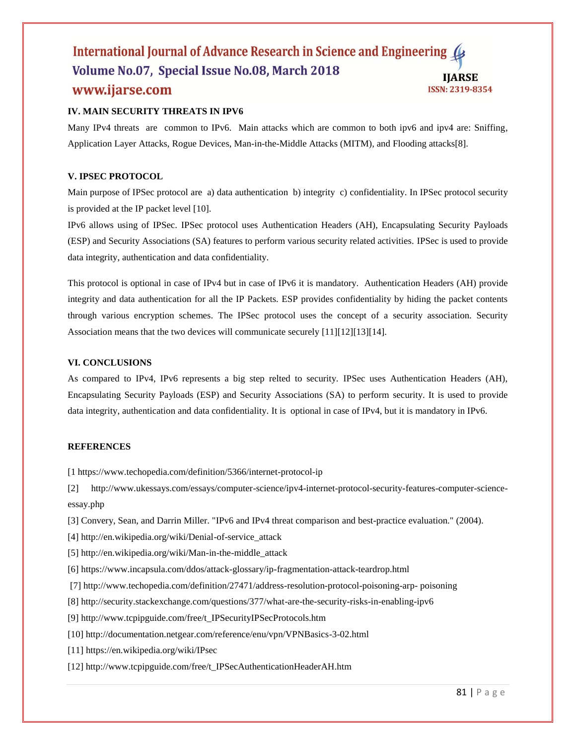## IV. MAIN SECURITY THREATS IN IPV6

Many IPv4 threats are common to IPv6. Main attacks which are common to both ipv6 and ipv4 are: Sniffing, Application Layer Attacks, Rogue Devices, Man-in-the-Middle Attacks (MITM), and Flooding attacks[8].

## V. IPSEC PROTOCOL

Main purpose of IPSec protocol are a) data authentication b) integrity c) confidentiality. In IPSec protocol security is provided at the IP packet level [10].

IPv6 allows using of IPSec. IPSec protocol uses Authentication Headers (AH), Encapsulating Security Payloads (ESP) and Security Associations (SA) features to perform various security related activities. IPSec is used to provide data integrity, authentication and data confidentiality.

This protocol is optional in case of IPv4 but in case of IPv6 it is mandatory. Authentication Headers (AH) provide integrity and data authentication for all the IP Packets. ESP provides confidentiality by hiding the packet contents through various encryption schemes. The IPSec protocol uses the concept of a security association. Security Association means that the two devices will communicate securely [11][12][13][14].

## VI. CONCLUSIONS

As compared to IPv4, IPv6 represents a big step relted to security. IPSec uses Authentication Headers (AH), Encapsulating Security Payloads (ESP) and Security Associations (SA) to perform security. It is used to provide data integrity, authentication and data confidentiality. It is optional in case of IPv4, but it is mandatory in IPv6.

## REFERENCES

[1 https://www.techopedia.com/definition/5366/internet-protocol-ip

[2] http://www.ukessays.com/essays/computer-science/ipv4-internet-protocol-security-features-computer-science-essay.php

[3] Convery, Sean, and Darrin Miller. "IPv6 and IPv4 threat comparison and best-practice evaluation." (2004).

[4] http://en.wikipedia.org/wiki/Denial-of-service_attack

[5] http://en.wikipedia.org/wiki/Man-in-the-middle_attack

[6] https://www.incapsula.com/ddos/attack-glossary/ip-fragmentation-attack-teardrop.html

[7] http://www.techopedia.com/definition/27471/address-resolution-protocol-poisoning-arp- poisoning

[8] http://security.stackexchange.com/questions/377/what-are-the-security-risks-in-enabling-ipv6

[9] http://www.tcpipguide.com/free/t_IPSecurityIPSecProtocols.htm

[10] http://documentation.netgear.com/reference/enu/vpn/VPNBasics-3-02.html

[11] https://en.wikipedia.org/wiki/IPsec

[12] http://www.tcpipguide.com/free/t_IPSecAuthenticationHeaderAH.htm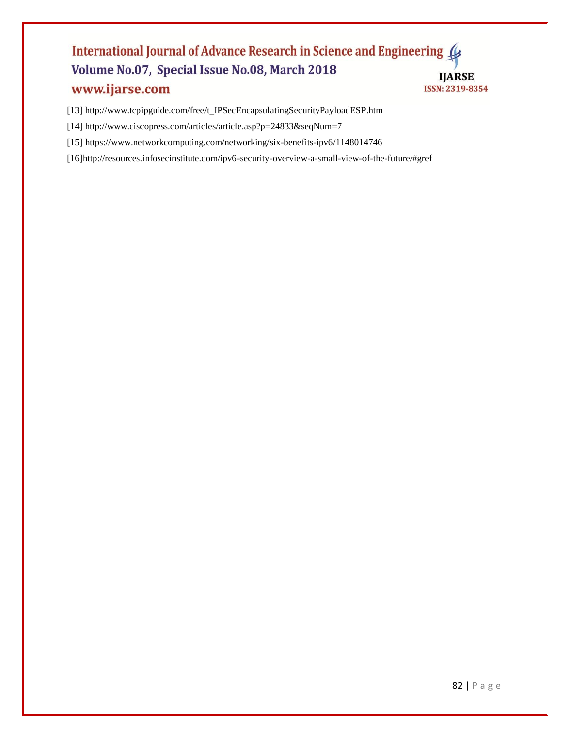[13] http://www.tcpipguide.com/free/t_IPSecEncapsulatingSecurityPayloadESP.htm

[14] http://www.ciscopress.com/articles/article.asp?p=24833&seqNum=7

[15] https://www.networkcomputing.com/networking/six-benefits-ipv6/1148014746

[16]http://resources.infosecinstitute.com/ipv6-security-overview-a-small-view-of-the-future/#gref